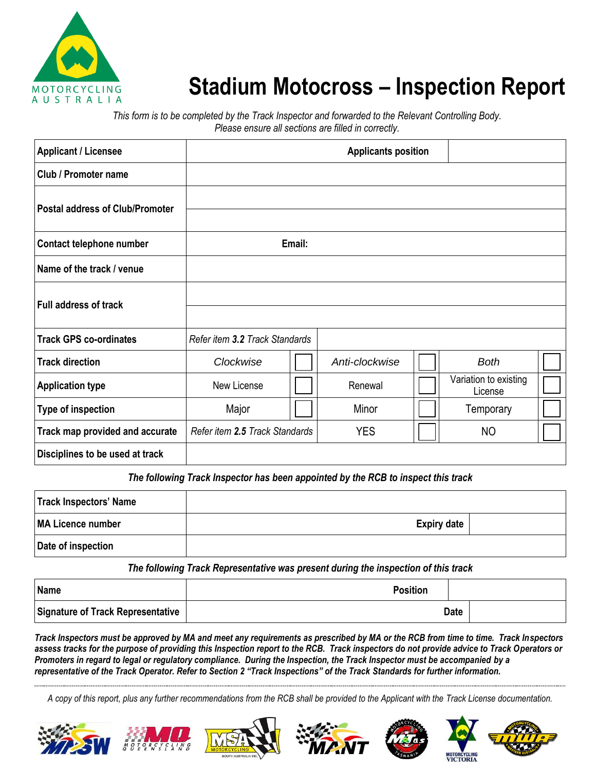# Stadium Motocross – Inspection Report

*This form is to be completed by the Track Inspector and forwarded to the Relevant Controlling Body.*
*Please ensure all sections are filled in correctly.*

| | | | | | | |
|---|---|---|---|---|---|---|
| **Applicant / Licensee** | | | **Applicants position** | | | |
| **Club / Promoter name** | | | | | | |
| **Postal address of Club/Promoter** | | | | | | |
| **Contact telephone number** | | **Email:** | | | | |
| **Name of the track / venue** | | | | | | |
| **Full address of track** | | | | | | |
| **Track GPS co-ordinates** | *Refer item **3.2** Track Standards* | | | | | |
| **Track direction** | *Clockwise* | ☐ | *Anti-clockwise* | ☐ | *Both* | ☐ |
| **Application type** | New License | ☐ | Renewal | ☐ | Variation to existing License | ☐ |
| **Type of inspection** | Major | ☐ | Minor | ☐ | Temporary | ☐ |
| **Track map provided and accurate** | *Refer item **2.5** Track Standards* | | YES | ☐ | NO | ☐ |
| **Disciplines to be used at track** | | | | | | |

***The following Track Inspector has been appointed by the RCB to inspect this track***

| | | | |
|---|---|---|---|
| **Track Inspectors' Name** | | | |
| **MA Licence number** | | **Expiry date** | |
| **Date of inspection** | | | |

***The following Track Representative was present during the inspection of this track***

| | | | |
|---|---|---|---|
| **Name** | | **Position** | |
| **Signature of Track Representative** | | **Date** | |

***Track Inspectors must be approved by MA and meet any requirements as prescribed by MA or the RCB from time to time. Track Inspectors assess tracks for the purpose of providing this Inspection report to the RCB. Track inspectors do not provide advice to Track Operators or Promoters in regard to legal or regulatory compliance. During the Inspection, the Track Inspector must be accompanied by a representative of the Track Operator. Refer to Section 2 "Track Inspections" of the Track Standards for further information.***

---

*A copy of this report, plus any further recommendations from the RCB shall be provided to the Applicant with the Track License documentation.*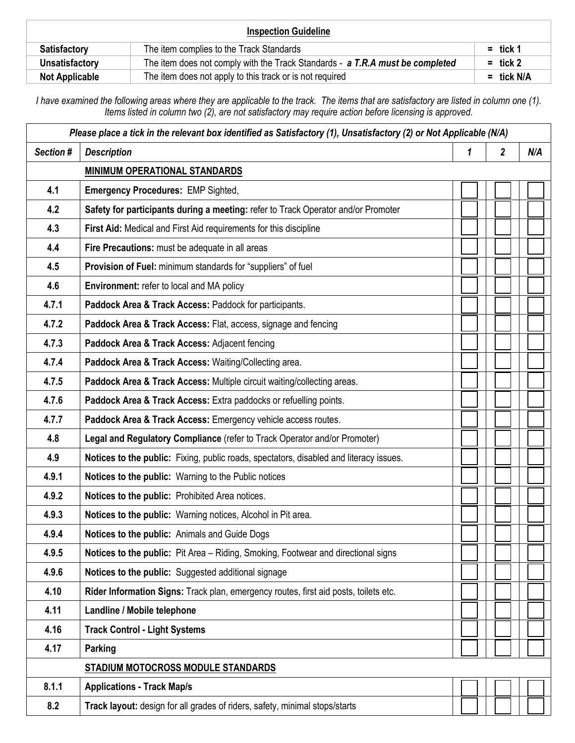| Inspection Guideline | | |
|---|---|---|
| **Satisfactory** | The item complies to the Track Standards | = tick 1 |
| **Unsatisfactory** | The item does not comply with the Track Standards - ***a T.R.A must be completed*** | = tick 2 |
| **Not Applicable** | The item does not apply to this track or is not required | = tick N/A |

*I have examined the following areas where they are applicable to the track. The items that are satisfactory are listed in column one (1). Items listed in column two (2), are not satisfactory may require action before licensing is approved.*

| ***Please place a tick in the relevant box identified as Satisfactory (1), Unsatisfactory (2) or Not Applicable (N/A)*** | | | | |
|---|---|---|---|---|
| ***Section #*** | ***Description*** | ***1*** | ***2*** | ***N/A*** |
| | **MINIMUM OPERATIONAL STANDARDS** | | | |
| **4.1** | **Emergency Procedures:** EMP Sighted, | | | |
| **4.2** | **Safety for participants during a meeting:** refer to Track Operator and/or Promoter | | | |
| **4.3** | **First Aid:** Medical and First Aid requirements for this discipline | | | |
| **4.4** | **Fire Precautions:** must be adequate in all areas | | | |
| **4.5** | **Provision of Fuel:** minimum standards for "suppliers" of fuel | | | |
| **4.6** | **Environment:** refer to local and MA policy | | | |
| **4.7.1** | **Paddock Area & Track Access:** Paddock for participants. | | | |
| **4.7.2** | **Paddock Area & Track Access:** Flat, access, signage and fencing | | | |
| **4.7.3** | **Paddock Area & Track Access:** Adjacent fencing | | | |
| **4.7.4** | **Paddock Area & Track Access:** Waiting/Collecting area. | | | |
| **4.7.5** | **Paddock Area & Track Access:** Multiple circuit waiting/collecting areas. | | | |
| **4.7.6** | **Paddock Area & Track Access:** Extra paddocks or refuelling points. | | | |
| **4.7.7** | **Paddock Area & Track Access:** Emergency vehicle access routes. | | | |
| **4.8** | **Legal and Regulatory Compliance** (refer to Track Operator and/or Promoter) | | | |
| **4.9** | **Notices to the public:** Fixing, public roads, spectators, disabled and literacy issues. | | | |
| **4.9.1** | **Notices to the public:** Warning to the Public notices | | | |
| **4.9.2** | **Notices to the public:** Prohibited Area notices. | | | |
| **4.9.3** | **Notices to the public:** Warning notices, Alcohol in Pit area. | | | |
| **4.9.4** | **Notices to the public:** Animals and Guide Dogs | | | |
| **4.9.5** | **Notices to the public:** Pit Area – Riding, Smoking, Footwear and directional signs | | | |
| **4.9.6** | **Notices to the public:** Suggested additional signage | | | |
| **4.10** | **Rider Information Signs:** Track plan, emergency routes, first aid posts, toilets etc. | | | |
| **4.11** | **Landline / Mobile telephone** | | | |
| **4.16** | **Track Control - Light Systems** | | | |
| **4.17** | **Parking** | | | |
| | **STADIUM MOTOCROSS MODULE STANDARDS** | | | |
| **8.1.1** | **Applications - Track Map/s** | | | |
| **8.2** | **Track layout:** design for all grades of riders, safety, minimal stops/starts | | | |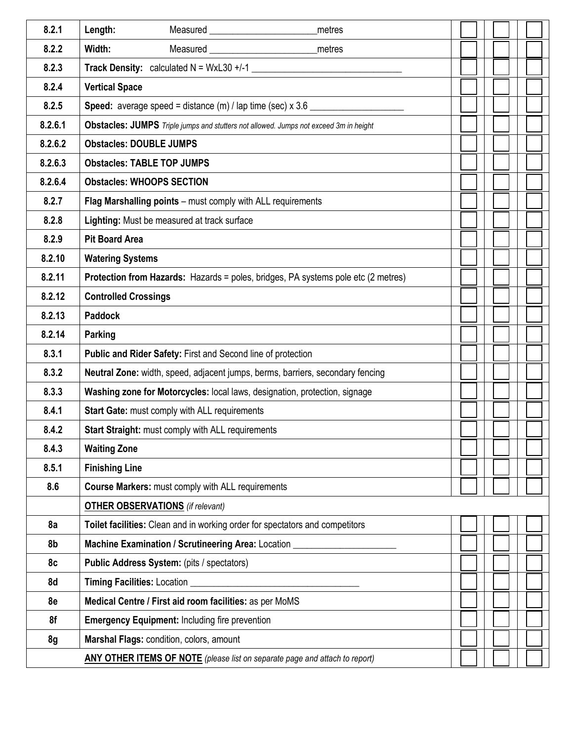| | | | | |
|---|---|---|---|---|
| 8.2.1 | **Length:** Measured \_\_\_\_\_\_\_\_\_\_\_\_\_\_\_\_\_\_\_\_\_\_metres | ☐ | ☐ | ☐ |
| 8.2.2 | **Width:** Measured \_\_\_\_\_\_\_\_\_\_\_\_\_\_\_\_\_\_\_\_\_\_metres | ☐ | ☐ | ☐ |
| 8.2.3 | **Track Density:** calculated N = WxL30 +/-1 \_\_\_\_\_\_\_\_\_\_\_\_\_\_\_\_\_\_\_\_\_\_\_\_\_\_\_\_\_\_\_\_ | ☐ | ☐ | ☐ |
| 8.2.4 | **Vertical Space** | ☐ | ☐ | ☐ |
| 8.2.5 | **Speed:** average speed = distance (m) / lap time (sec) x 3.6 \_\_\_\_\_\_\_\_\_\_\_\_\_\_\_\_\_\_\_\_ | ☐ | ☐ | ☐ |
| 8.2.6.1 | **Obstacles: JUMPS** *Triple jumps and stutters not allowed. Jumps not exceed 3m in height* | ☐ | ☐ | ☐ |
| 8.2.6.2 | **Obstacles: DOUBLE JUMPS** | ☐ | ☐ | ☐ |
| 8.2.6.3 | **Obstacles: TABLE TOP JUMPS** | ☐ | ☐ | ☐ |
| 8.2.6.4 | **Obstacles: WHOOPS SECTION** | ☐ | ☐ | ☐ |
| 8.2.7 | **Flag Marshalling points** – must comply with ALL requirements | ☐ | ☐ | ☐ |
| 8.2.8 | **Lighting:** Must be measured at track surface | ☐ | ☐ | ☐ |
| 8.2.9 | **Pit Board Area** | ☐ | ☐ | ☐ |
| 8.2.10 | **Watering Systems** | ☐ | ☐ | ☐ |
| 8.2.11 | **Protection from Hazards:** Hazards = poles, bridges, PA systems pole etc (2 metres) | ☐ | ☐ | ☐ |
| 8.2.12 | **Controlled Crossings** | ☐ | ☐ | ☐ |
| 8.2.13 | **Paddock** | ☐ | ☐ | ☐ |
| 8.2.14 | **Parking** | ☐ | ☐ | ☐ |
| 8.3.1 | **Public and Rider Safety:** First and Second line of protection | ☐ | ☐ | ☐ |
| 8.3.2 | **Neutral Zone:** width, speed, adjacent jumps, berms, barriers, secondary fencing | ☐ | ☐ | ☐ |
| 8.3.3 | **Washing zone for Motorcycles:** local laws, designation, protection, signage | ☐ | ☐ | ☐ |
| 8.4.1 | **Start Gate:** must comply with ALL requirements | ☐ | ☐ | ☐ |
| 8.4.2 | **Start Straight:** must comply with ALL requirements | ☐ | ☐ | ☐ |
| 8.4.3 | **Waiting Zone** | ☐ | ☐ | ☐ |
| 8.5.1 | **Finishing Line** | ☐ | ☐ | ☐ |
| 8.6 | **Course Markers:** must comply with ALL requirements | ☐ | ☐ | ☐ |
| | **OTHER OBSERVATIONS** *(if relevant)* | | | |
| 8a | **Toilet facilities:** Clean and in working order for spectators and competitors | ☐ | ☐ | ☐ |
| 8b | **Machine Examination / Scrutineering Area:** Location \_\_\_\_\_\_\_\_\_\_\_\_\_\_\_\_\_\_\_\_\_\_ | ☐ | ☐ | ☐ |
| 8c | **Public Address System:** (pits / spectators) | ☐ | ☐ | ☐ |
| 8d | **Timing Facilities:** Location \_\_\_\_\_\_\_\_\_\_\_\_\_\_\_\_\_\_\_\_\_\_\_\_\_\_\_\_\_\_\_\_\_\_\_\_ | ☐ | ☐ | ☐ |
| 8e | **Medical Centre / First aid room facilities:** as per MoMS | ☐ | ☐ | ☐ |
| 8f | **Emergency Equipment:** Including fire prevention | ☐ | ☐ | ☐ |
| 8g | **Marshal Flags:** condition, colors, amount | ☐ | ☐ | ☐ |
| | **ANY OTHER ITEMS OF NOTE** *(please list on separate page and attach to report)* | ☐ | ☐ | ☐ |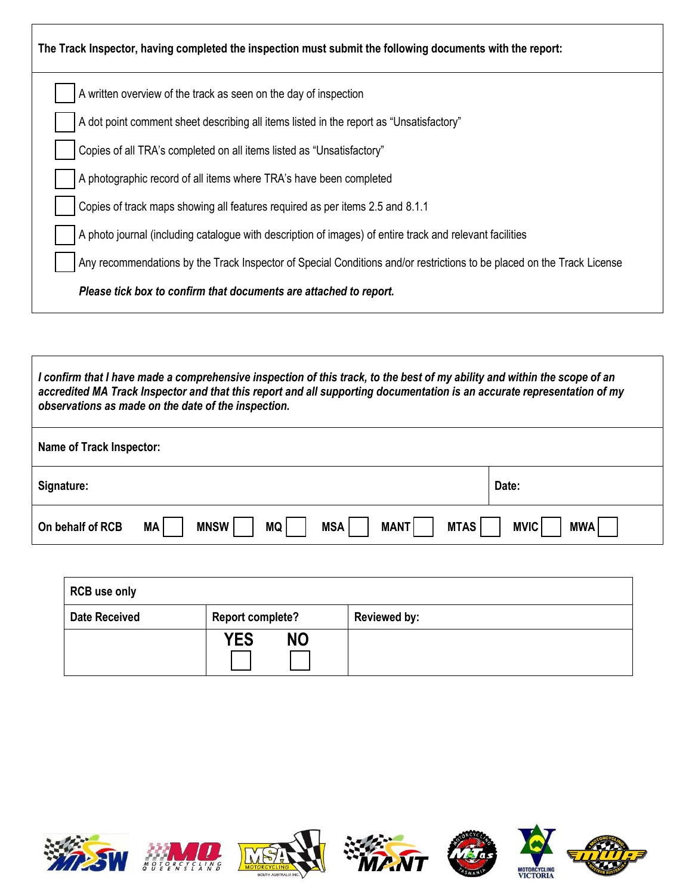**The Track Inspector, having completed the inspection must submit the following documents with the report:**

- ☐ A written overview of the track as seen on the day of inspection
- ☐ A dot point comment sheet describing all items listed in the report as "Unsatisfactory"
- ☐ Copies of all TRA's completed on all items listed as "Unsatisfactory"
- ☐ A photographic record of all items where TRA's have been completed
- ☐ Copies of track maps showing all features required as per items 2.5 and 8.1.1
- ☐ A photo journal (including catalogue with description of images) of entire track and relevant facilities
- ☐ Any recommendations by the Track Inspector of Special Conditions and/or restrictions to be placed on the Track License

***Please tick box to confirm that documents are attached to report.***

***I confirm that I have made a comprehensive inspection of this track, to the best of my ability and within the scope of an accredited MA Track Inspector and that this report and all supporting documentation is an accurate representation of my observations as made on the date of the inspection.***

**Name of Track Inspector:**

| | |
|---|---|
| **Signature:** | **Date:** |

**On behalf of RCB** MA ☐ MNSW ☐ MQ ☐ MSA ☐ MANT ☐ MTAS ☐ MVIC ☐ MWA ☐

| **RCB use only** | | |
|---|---|---|
| **Date Received** | **Report complete?** | **Reviewed by:** |
| | **YES** ☐ **NO** ☐ | |